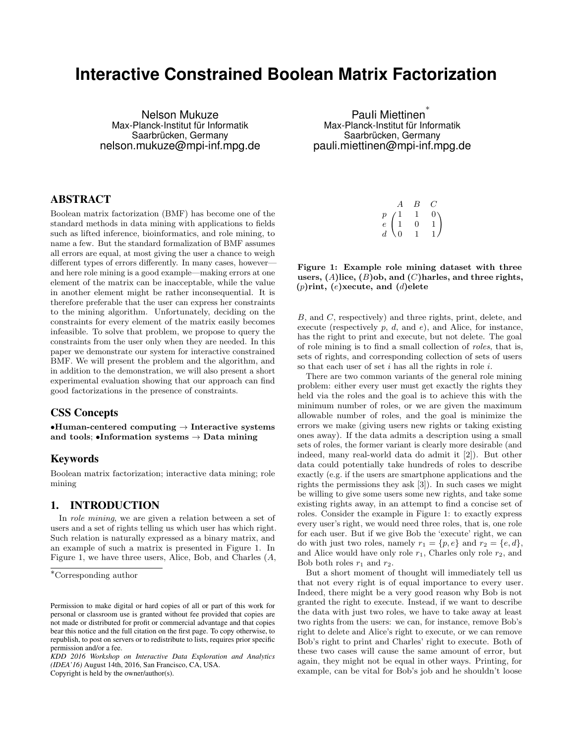// Title and author block

# Interactive Constrained Boolean Matrix Factorization

Nelson Mukuze
Max-Planck-Institut für Informatik
Saarbrücken, Germany
nelson.mukuze@mpi-inf.mpg.de

Pauli Miettinen*
Max-Planck-Institut für Informatik
Saarbrücken, Germany
pauli.miettinen@mpi-inf.mpg.de

## ABSTRACT

Boolean matrix factorization (BMF) has become one of the standard methods in data mining with applications to fields such as lifted inference, bioinformatics, and role mining, to name a few. But the standard formalization of BMF assumes all errors are equal, at most giving the user a chance to weigh different types of errors differently. In many cases, however—and here role mining is a good example—making errors at one element of the matrix can be inacceptable, while the value in another element might be rather inconsequential. It is therefore preferable that the user can express her constraints to the mining algorithm. Unfortunately, deciding on the constraints for every element of the matrix easily becomes infeasible. To solve that problem, we propose to query the constraints from the user only when they are needed. In this paper we demonstrate our system for interactive constrained BMF. We will present the problem and the algorithm, and in addition to the demonstration, we will also present a short experimental evaluation showing that our approach can find good factorizations in the presence of constraints.

## CSS Concepts

**•Human-centered computing → Interactive systems and tools**; **•Information systems → Data mining**

## Keywords

Boolean matrix factorization; interactive data mining; role mining

## 1. INTRODUCTION

In *role mining*, we are given a relation between a set of users and a set of rights telling us which user has which right. Such relation is naturally expressed as a binary matrix, and an example of such a matrix is presented in Figure 1. In Figure 1, we have three users, Alice, Bob, and Charles ($A$, $B$, and $C$, respectively) and three rights, print, delete, and execute (respectively $p$, $d$, and $e$), and Alice, for instance, has the right to print and execute, but not delete. The goal of role mining is to find a small collection of *roles*, that is, sets of rights, and corresponding collection of sets of users so that each user of set $i$ has all the rights in role $i$.

$$
\begin{array}{c c}
 & \begin{array}{ccc} A & B & C \end{array} \\
\begin{array}{c} p \\ e \\ d \end{array} & \begin{pmatrix} 1 & 1 & 0 \\ 1 & 0 & 1 \\ 0 & 1 & 1 \end{pmatrix}
\end{array}
$$

**Figure 1: Example role mining dataset with three users, ($A$)lice, ($B$)ob, and ($C$)harles, and three rights, ($p$)rint, ($e$)xecute, and ($d$)elete**

There are two common variants of the general role mining problem: either every user must get exactly the rights they held via the roles and the goal is to achieve this with the minimum number of roles, or we are given the maximum allowable number of roles, and the goal is minimize the errors we make (giving users new rights or taking existing ones away). If the data admits a description using a small sets of roles, the former variant is clearly more desirable (and indeed, many real-world data do admit it [2]). But other data could potentially take hundreds of roles to describe exactly (e.g. if the users are smartphone applications and the rights the permissions they ask [3]). In such cases we might be willing to give some users some new rights, and take some existing rights away, in an attempt to find a concise set of roles. Consider the example in Figure 1: to exactly express every user's right, we would need three roles, that is, one role for each user. But if we give Bob the 'execute' right, we can do with just two roles, namely $r_1 = \{p, e\}$ and $r_2 = \{e, d\}$, and Alice would have only role $r_1$, Charles only role $r_2$, and Bob both roles $r_1$ and $r_2$.

But a short moment of thought will immediately tell us that not every right is of equal importance to every user. Indeed, there might be a very good reason why Bob is not granted the right to execute. Instead, if we want to describe the data with just two roles, we have to take away at least two rights from the users: we can, for instance, remove Bob's right to delete and Alice's right to execute, or we can remove Bob's right to print and Charles' right to execute. Both of these two cases will cause the same amount of error, but again, they might not be equal in other ways. Printing, for example, can be vital for Bob's job and he shouldn't loose

*Corresponding author

Permission to make digital or hard copies of all or part of this work for personal or classroom use is granted without fee provided that copies are not made or distributed for profit or commercial advantage and that copies bear this notice and the full citation on the first page. To copy otherwise, to republish, to post on servers or to redistribute to lists, requires prior specific permission and/or a fee.
*KDD 2016 Workshop on Interactive Data Exploration and Analytics (IDEA'16)* August 14th, 2016, San Francisco, CA, USA.
Copyright is held by the owner/author(s).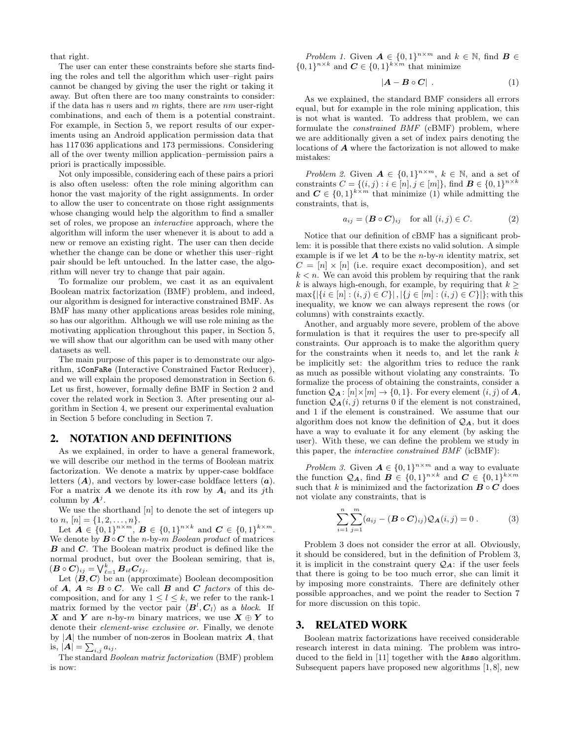that right.

The user can enter these constraints before she starts finding the roles and tell the algorithm which user–right pairs cannot be changed by giving the user the right or taking it away. But often there are too many constraints to consider: if the data has $n$ users and $m$ rights, there are $nm$ user-right combinations, and each of them is a potential constraint. For example, in Section 5, we report results of our experiments using an Android application permission data that has 117 036 applications and 173 permissions. Considering all of the over twenty million application–permission pairs a priori is practically impossible.

Not only impossible, considering each of these pairs a priori is also often useless: often the role mining algorithm can honor the vast majority of the right assignments. In order to allow the user to concentrate on those right assignments whose changing would help the algorithm to find a smaller set of roles, we propose an *interactive* approach, where the algorithm will inform the user whenever it is about to add a new or remove an existing right. The user can then decide whether the change can be done or whether this user–right pair should be left untouched. In the latter case, the algorithm will never try to change that pair again.

To formalize our problem, we cast it as an equivalent Boolean matrix factorization (BMF) problem, and indeed, our algorithm is designed for interactive constrained BMF. As BMF has many other applications areas besides role mining, so has our algorithm. Although we will use role mining as the motivating application throughout this paper, in Section 5, we will show that our algorithm can be used with many other datasets as well.

The main purpose of this paper is to demonstrate our algorithm, iConFaRe (Interactive Constrained Factor Reducer), and we will explain the proposed demonstration in Section 6. Let us first, however, formally define BMF in Section 2 and cover the related work in Section 3. After presenting our algorithm in Section 4, we present our experimental evaluation in Section 5 before concluding in Section 7.

## 2. NOTATION AND DEFINITIONS

As we explained, in order to have a general framework, we will describe our method in the terms of Boolean matrix factorization. We denote a matrix by upper-case boldface letters ($\boldsymbol{A}$), and vectors by lower-case boldface letters ($\boldsymbol{a}$). For a matrix $\boldsymbol{A}$ we denote its $i$th row by $\boldsymbol{A}_i$ and its $j$th column by $\boldsymbol{A}^j$.

We use the shorthand $[n]$ to denote the set of integers up to $n$, $[n] = \{1, 2, \ldots, n\}$.

Let $\boldsymbol{A} \in \{0,1\}^{n \times m}$, $\boldsymbol{B} \in \{0,1\}^{n \times k}$ and $\boldsymbol{C} \in \{0,1\}^{k \times m}$. We denote by $\boldsymbol{B} \circ \boldsymbol{C}$ the $n$-by-$m$ *Boolean product* of matrices $\boldsymbol{B}$ and $\boldsymbol{C}$. The Boolean matrix product is defined like the normal product, but over the Boolean semiring, that is, $(\boldsymbol{B} \circ \boldsymbol{C})_{ij} = \bigvee_{\ell=1}^{k} \boldsymbol{B}_{i\ell} \boldsymbol{C}_{\ell j}$.

Let $\langle \boldsymbol{B}, \boldsymbol{C} \rangle$ be an (approximate) Boolean decomposition of $\boldsymbol{A}$, $\boldsymbol{A} \approx \boldsymbol{B} \circ \boldsymbol{C}$. We call $\boldsymbol{B}$ and $\boldsymbol{C}$ *factors* of this decomposition, and for any $1 \leq l \leq k$, we refer to the rank-1 matrix formed by the vector pair $\langle \boldsymbol{B}^l, \boldsymbol{C}_l \rangle$ as a *block*. If $\boldsymbol{X}$ and $\boldsymbol{Y}$ are $n$-by-$m$ binary matrices, we use $\boldsymbol{X} \oplus \boldsymbol{Y}$ to denote their *element-wise exclusive or*. Finally, we denote by $|\boldsymbol{A}|$ the number of non-zeros in Boolean matrix $\boldsymbol{A}$, that is, $|\boldsymbol{A}| = \sum_{i,j} a_{ij}$.

The standard *Boolean matrix factorization* (BMF) problem is now:

*Problem 1.* Given $\boldsymbol{A} \in \{0,1\}^{n \times m}$ and $k \in \mathbb{N}$, find $\boldsymbol{B} \in \{0,1\}^{n \times k}$ and $\boldsymbol{C} \in \{0,1\}^{k \times m}$ that minimize

$$|\boldsymbol{A} - \boldsymbol{B} \circ \boldsymbol{C}| \ . \tag{1}$$

As we explained, the standard BMF considers all errors equal, but for example in the role mining application, this is not what is wanted. To address that problem, we can formulate the *constrained BMF* (cBMF) problem, where we are additionally given a set of index pairs denoting the locations of $\boldsymbol{A}$ where the factorization is not allowed to make mistakes:

*Problem 2.* Given $\boldsymbol{A} \in \{0,1\}^{n \times m}$, $k \in \mathbb{N}$, and a set of constraints $C = \{(i,j) : i \in [n], j \in [m]\}$, find $\boldsymbol{B} \in \{0,1\}^{n \times k}$ and $\boldsymbol{C} \in \{0,1\}^{k \times m}$ that minimize (1) while admitting the constraints, that is,

$$a_{ij} = (\boldsymbol{B} \circ \boldsymbol{C})_{ij} \quad \text{for all } (i,j) \in C. \tag{2}$$

Notice that our definition of cBMF has a significant problem: it is possible that there exists no valid solution. A simple example is if we let $\boldsymbol{A}$ to be the $n$-by-$n$ identity matrix, set $C = [n] \times [n]$ (i.e. require exact decomposition), and set $k < n$. We can avoid this problem by requiring that the rank $k$ is always high-enough, for example, by requiring that $k \geq \max\{|\{i \in [n] : (i,j) \in C\}|, |\{j \in [m] : (i,j) \in C\}|\}$; with this inequality, we know we can always represent the rows (or columns) with constraints exactly.

Another, and arguably more severe, problem of the above formulation is that it requires the user to pre-specify all constraints. Our approach is to make the algorithm query for the constraints when it needs to, and let the rank $k$ be implicitly set: the algorithm tries to reduce the rank as much as possible without violating any constraints. To formalize the process of obtaining the constraints, consider a function $\mathcal{Q}_{\boldsymbol{A}} : [n] \times [m] \to \{0,1\}$. For every element $(i,j)$ of $\boldsymbol{A}$, function $\mathcal{Q}_{\boldsymbol{A}}(i,j)$ returns 0 if the element is not constrained, and 1 if the element is constrained. We assume that our algorithm does not know the definition of $\mathcal{Q}_{\boldsymbol{A}}$, but it does have a way to evaluate it for any element (by asking the user). With these, we can define the problem we study in this paper, the *interactive constrained BMF* (icBMF):

*Problem 3.* Given $\boldsymbol{A} \in \{0,1\}^{n \times m}$ and a way to evaluate the function $\mathcal{Q}_{\boldsymbol{A}}$, find $\boldsymbol{B} \in \{0,1\}^{n \times k}$ and $\boldsymbol{C} \in \{0,1\}^{k \times m}$ such that $k$ is minimized and the factorization $\boldsymbol{B} \circ \boldsymbol{C}$ does not violate any constraints, that is

$$\sum_{i=1}^{n} \sum_{j=1}^{m} (a_{ij} - (\boldsymbol{B} \circ \boldsymbol{C})_{ij}) \mathcal{Q}_{\boldsymbol{A}}(i,j) = 0 \ . \tag{3}$$

Problem 3 does not consider the error at all. Obviously, it should be considered, but in the definition of Problem 3, it is implicit in the constraint query $\mathcal{Q}_{\boldsymbol{A}}$: if the user feels that there is going to be too much error, she can limit it by imposing more constraints. There are definitely other possible approaches, and we point the reader to Section 7 for more discussion on this topic.

## 3. RELATED WORK

Boolean matrix factorizations have received considerable research interest in data mining. The problem was introduced to the field in [11] together with the Asso algorithm. Subsequent papers have proposed new algorithms [1,8], new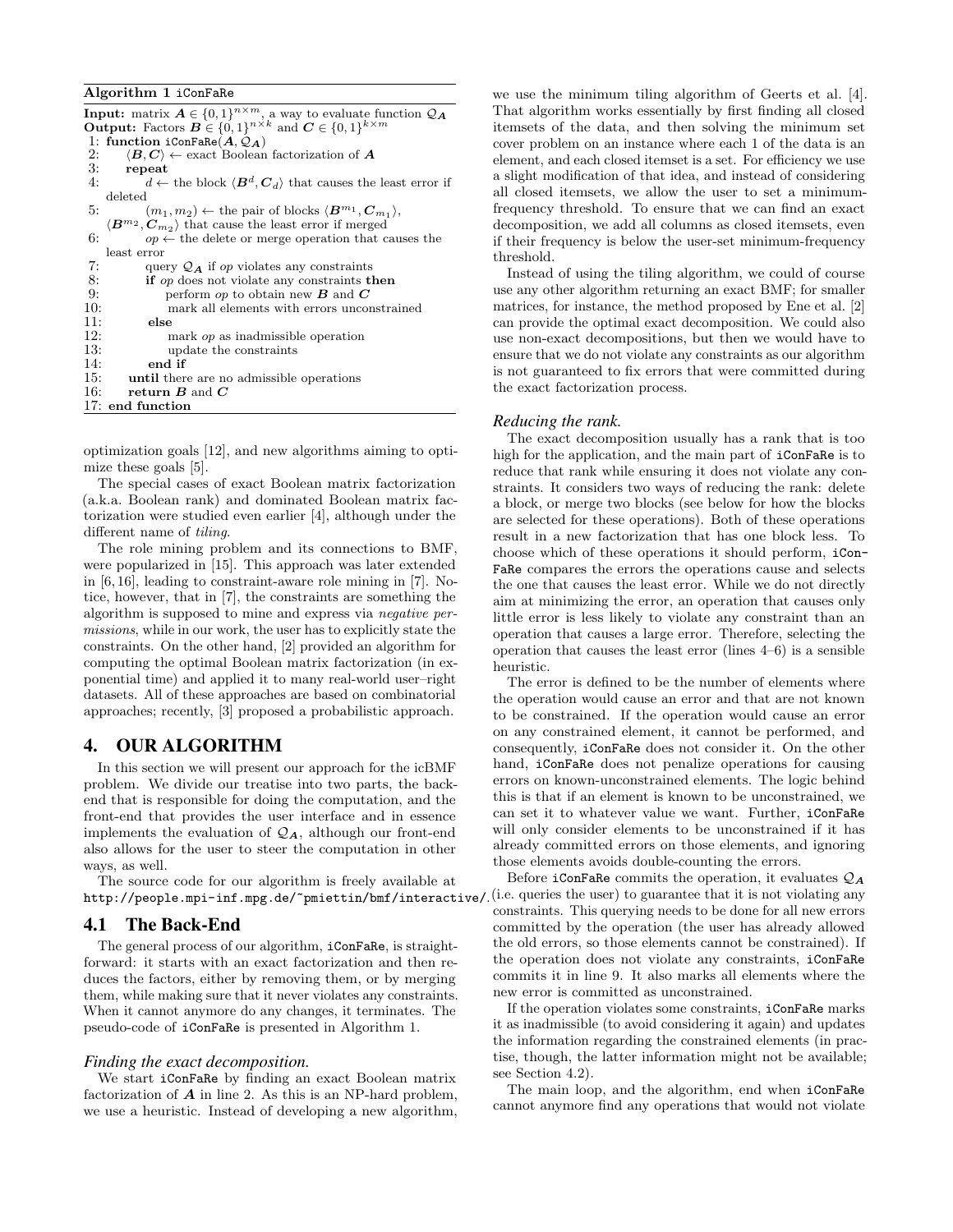**Algorithm 1** iConFaRe

**Input:** matrix $\boldsymbol{A} \in \{0,1\}^{n \times m}$, a way to evaluate function $\mathcal{Q}_{\boldsymbol{A}}$
**Output:** Factors $\boldsymbol{B} \in \{0,1\}^{n \times k}$ and $\boldsymbol{C} \in \{0,1\}^{k \times m}$

```
1: function iConFaRe(A, Q_A)
2:     ⟨B, C⟩ ← exact Boolean factorization of A
3:     repeat
4:         d ← the block ⟨B^d, C_d⟩ that causes the least error if deleted
5:         (m_1, m_2) ← the pair of blocks ⟨B^{m_1}, C_{m_1}⟩, ⟨B^{m_2}, C_{m_2}⟩ that cause the least error if merged
6:         op ← the delete or merge operation that causes the least error
7:         query Q_A if op violates any constraints
8:         if op does not violate any constraints then
9:             perform op to obtain new B and C
10:            mark all elements with errors unconstrained
11:        else
12:            mark op as inadmissible operation
13:            update the constraints
14:        end if
15:    until there are no admissible operations
16:    return B and C
17: end function
```

optimization goals [12], and new algorithms aiming to optimize these goals [5].

The special cases of exact Boolean matrix factorization (a.k.a. Boolean rank) and dominated Boolean matrix factorization were studied even earlier [4], although under the different name of *tiling*.

The role mining problem and its connections to BMF, were popularized in [15]. This approach was later extended in [6,16], leading to constraint-aware role mining in [7]. Notice, however, that in [7], the constraints are something the algorithm is supposed to mine and express via *negative permissions*, while in our work, the user has to explicitly state the constraints. On the other hand, [2] provided an algorithm for computing the optimal Boolean matrix factorization (in exponential time) and applied it to many real-world user–right datasets. All of these approaches are based on combinatorial approaches; recently, [3] proposed a probabilistic approach.

## 4. OUR ALGORITHM

In this section we will present our approach for the icBMF problem. We divide our treatise into two parts, the back-end that is responsible for doing the computation, and the front-end that provides the user interface and in essence implements the evaluation of $\mathcal{Q}_{\boldsymbol{A}}$, although our front-end also allows for the user to steer the computation in other ways, as well.

The source code for our algorithm is freely available at http://people.mpi-inf.mpg.de/~pmiettin/bmf/interactive/.

### 4.1 The Back-End

The general process of our algorithm, iConFaRe, is straightforward: it starts with an exact factorization and then reduces the factors, either by removing them, or by merging them, while making sure that it never violates any constraints. When it cannot anymore do any changes, it terminates. The pseudo-code of iConFaRe is presented in Algorithm 1.

#### *Finding the exact decomposition.*

We start iConFaRe by finding an exact Boolean matrix factorization of $\boldsymbol{A}$ in line 2. As this is an NP-hard problem, we use a heuristic. Instead of developing a new algorithm, we use the minimum tiling algorithm of Geerts et al. [4]. That algorithm works essentially by first finding all closed itemsets of the data, and then solving the minimum set cover problem on an instance where each 1 of the data is an element, and each closed itemset is a set. For efficiency we use a slight modification of that idea, and instead of considering all closed itemsets, we allow the user to set a minimum-frequency threshold. To ensure that we can find an exact decomposition, we add all columns as closed itemsets, even if their frequency is below the user-set minimum-frequency threshold.

Instead of using the tiling algorithm, we could of course use any other algorithm returning an exact BMF; for smaller matrices, for instance, the method proposed by Ene et al. [2] can provide the optimal exact decomposition. We could also use non-exact decompositions, but then we would have to ensure that we do not violate any constraints as our algorithm is not guaranteed to fix errors that were committed during the exact factorization process.

#### *Reducing the rank.*

The exact decomposition usually has a rank that is too high for the application, and the main part of iConFaRe is to reduce that rank while ensuring it does not violate any constraints. It considers two ways of reducing the rank: delete a block, or merge two blocks (see below for how the blocks are selected for these operations). Both of these operations result in a new factorization that has one block less. To choose which of these operations it should perform, iConFaRe compares the errors the operations cause and selects the one that causes the least error. While we do not directly aim at minimizing the error, an operation that causes only little error is less likely to violate any constraint than an operation that causes a large error. Therefore, selecting the operation that causes the least error (lines 4–6) is a sensible heuristic.

The error is defined to be the number of elements where the operation would cause an error and that are not known to be constrained. If the operation would cause an error on any constrained element, it cannot be performed, and consequently, iConFaRe does not consider it. On the other hand, iConFaRe does not penalize operations for causing errors on known-unconstrained elements. The logic behind this is that if an element is known to be unconstrained, we can set it to whatever value we want. Further, iConFaRe will only consider elements to be unconstrained if it has already committed errors on those elements, and ignoring those elements avoids double-counting the errors.

Before iConFaRe commits the operation, it evaluates $\mathcal{Q}_{\boldsymbol{A}}$ (i.e. queries the user) to guarantee that it is not violating any constraints. This querying needs to be done for all new errors committed by the operation (the user has already allowed the old errors, so those elements cannot be constrained). If the operation does not violate any constraints, iConFaRe commits it in line 9. It also marks all elements where the new error is committed as unconstrained.

If the operation violates some constraints, iConFaRe marks it as inadmissible (to avoid considering it again) and updates the information regarding the constrained elements (in practise, though, the latter information might not be available; see Section 4.2).

The main loop, and the algorithm, end when iConFaRe cannot anymore find any operations that would not violate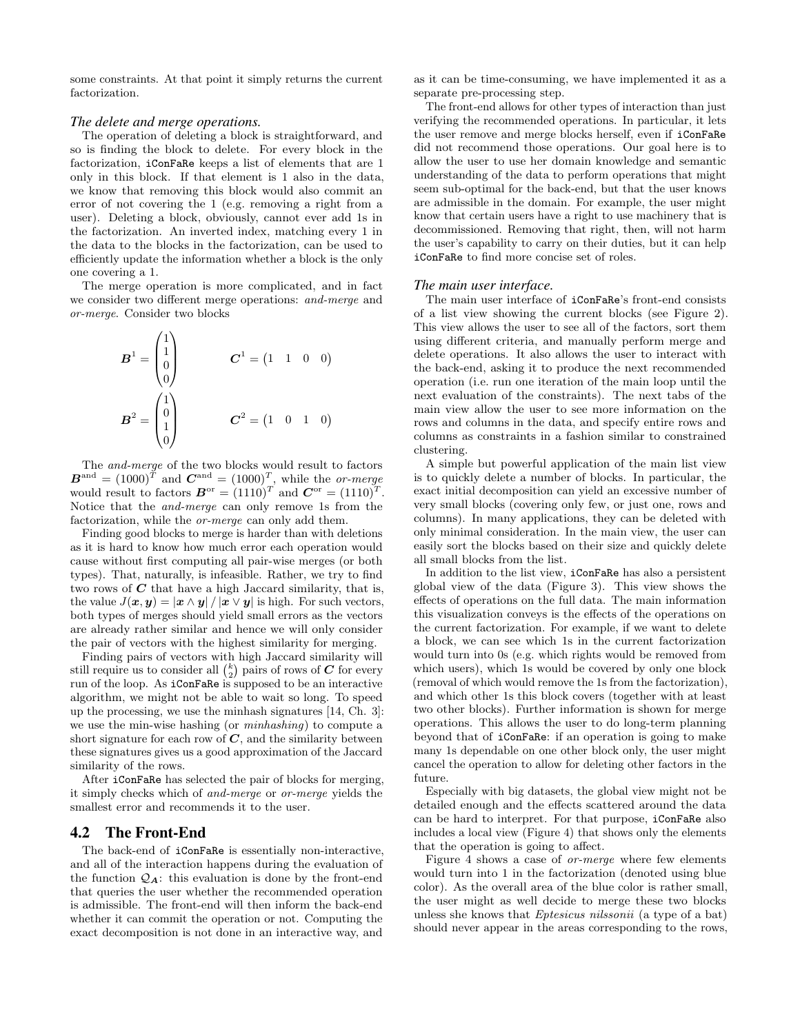some constraints. At that point it simply returns the current factorization.

### *The delete and merge operations.*

The operation of deleting a block is straightforward, and so is finding the block to delete. For every block in the factorization, `iConFaRe` keeps a list of elements that are 1 only in this block. If that element is 1 also in the data, we know that removing this block would also commit an error of not covering the 1 (e.g. removing a right from a user). Deleting a block, obviously, cannot ever add 1s in the factorization. An inverted index, matching every 1 in the data to the blocks in the factorization, can be used to efficiently update the information whether a block is the only one covering a 1.

The merge operation is more complicated, and in fact we consider two different merge operations: *and-merge* and *or-merge*. Consider two blocks

$$\boldsymbol{B}^1 = \begin{pmatrix}1\\1\\0\\0\end{pmatrix} \qquad \boldsymbol{C}^1 = \begin{pmatrix}1 & 1 & 0 & 0\end{pmatrix}$$

$$\boldsymbol{B}^2 = \begin{pmatrix}1\\0\\1\\0\end{pmatrix} \qquad \boldsymbol{C}^2 = \begin{pmatrix}1 & 0 & 1 & 0\end{pmatrix}$$

The *and-merge* of the two blocks would result to factors $\boldsymbol{B}^{\text{and}} = (1000)^T$ and $\boldsymbol{C}^{\text{and}} = (1000)^T$, while the *or-merge* would result to factors $\boldsymbol{B}^{\text{or}} = (1110)^T$ and $\boldsymbol{C}^{\text{or}} = (1110)^T$. Notice that the *and-merge* can only remove 1s from the factorization, while the *or-merge* can only add them.

Finding good blocks to merge is harder than with deletions as it is hard to know how much error each operation would cause without first computing all pair-wise merges (or both types). That, naturally, is infeasible. Rather, we try to find two rows of $\boldsymbol{C}$ that have a high Jaccard similarity, that is, the value $J(\boldsymbol{x}, \boldsymbol{y}) = |\boldsymbol{x} \wedge \boldsymbol{y}| \,/\, |\boldsymbol{x} \vee \boldsymbol{y}|$ is high. For such vectors, both types of merges should yield small errors as the vectors are already rather similar and hence we will only consider the pair of vectors with the highest similarity for merging.

Finding pairs of vectors with high Jaccard similarity will still require us to consider all $\binom{k}{2}$ pairs of rows of $\boldsymbol{C}$ for every run of the loop. As `iConFaRe` is supposed to be an interactive algorithm, we might not be able to wait so long. To speed up the processing, we use the minhash signatures [14, Ch. 3]: we use the min-wise hashing (or *minhashing*) to compute a short signature for each row of $\boldsymbol{C}$, and the similarity between these signatures gives us a good approximation of the Jaccard similarity of the rows.

After `iConFaRe` has selected the pair of blocks for merging, it simply checks which of *and-merge* or *or-merge* yields the smallest error and recommends it to the user.

## 4.2 The Front-End

The back-end of `iConFaRe` is essentially non-interactive, and all of the interaction happens during the evaluation of the function $\mathcal{Q}_{\boldsymbol{A}}$: this evaluation is done by the front-end that queries the user whether the recommended operation is admissible. The front-end will then inform the back-end whether it can commit the operation or not. Computing the exact decomposition is not done in an interactive way, and as it can be time-consuming, we have implemented it as a separate pre-processing step.

The front-end allows for other types of interaction than just verifying the recommended operations. In particular, it lets the user remove and merge blocks herself, even if `iConFaRe` did not recommend those operations. Our goal here is to allow the user to use her domain knowledge and semantic understanding of the data to perform operations that might seem sub-optimal for the back-end, but that the user knows are admissible in the domain. For example, the user might know that certain users have a right to use machinery that is decommissioned. Removing that right, then, will not harm the user's capability to carry on their duties, but it can help `iConFaRe` to find more concise set of roles.

### *The main user interface.*

The main user interface of `iConFaRe`'s front-end consists of a list view showing the current blocks (see Figure 2). This view allows the user to see all of the factors, sort them using different criteria, and manually perform merge and delete operations. It also allows the user to interact with the back-end, asking it to produce the next recommended operation (i.e. run one iteration of the main loop until the next evaluation of the constraints). The next tabs of the main view allow the user to see more information on the rows and columns in the data, and specify entire rows and columns as constraints in a fashion similar to constrained clustering.

A simple but powerful application of the main list view is to quickly delete a number of blocks. In particular, the exact initial decomposition can yield an excessive number of very small blocks (covering only few, or just one, rows and columns). In many applications, they can be deleted with only minimal consideration. In the main view, the user can easily sort the blocks based on their size and quickly delete all small blocks from the list.

In addition to the list view, `iConFaRe` has also a persistent global view of the data (Figure 3). This view shows the effects of operations on the full data. The main information this visualization conveys is the effects of the operations on the current factorization. For example, if we want to delete a block, we can see which 1s in the current factorization would turn into 0s (e.g. which rights would be removed from which users), which 1s would be covered by only one block (removal of which would remove the 1s from the factorization), and which other 1s this block covers (together with at least two other blocks). Further information is shown for merge operations. This allows the user to do long-term planning beyond that of `iConFaRe`: if an operation is going to make many 1s dependable on one other block only, the user might cancel the operation to allow for deleting other factors in the future.

Especially with big datasets, the global view might not be detailed enough and the effects scattered around the data can be hard to interpret. For that purpose, `iConFaRe` also includes a local view (Figure 4) that shows only the elements that the operation is going to affect.

Figure 4 shows a case of *or-merge* where few elements would turn into 1 in the factorization (denoted using blue color). As the overall area of the blue color is rather small, the user might as well decide to merge these two blocks unless she knows that *Eptesicus nilssonii* (a type of a bat) should never appear in the areas corresponding to the rows,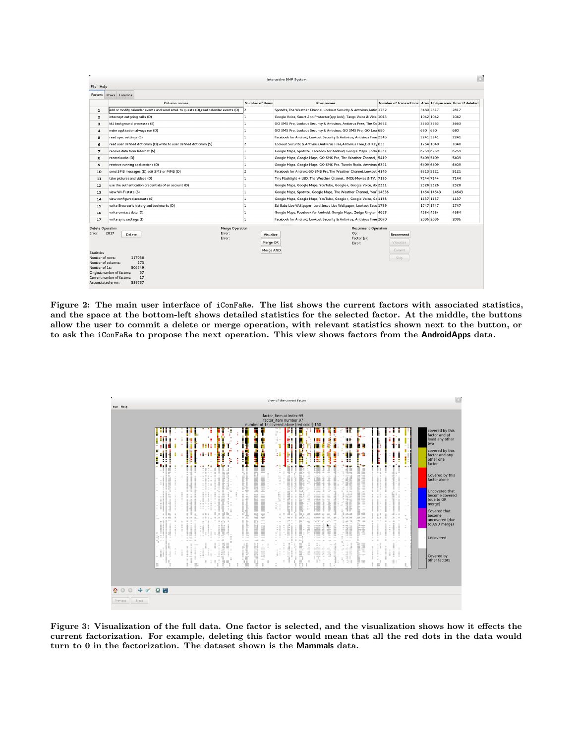Figure 2: The main user interface of iConFaRe. The list shows the current factors with associated statistics, and the space at the bottom-left shows detailed statistics for the selected factor. At the middle, the buttons allow the user to commit a delete or merge operation, with relevant statistics shown next to the button, or to ask the iConFaRe to propose the next operation. This view shows factors from the **AndroidApps** data.

Figure 3: Visualization of the full data. One factor is selected, and the visualization shows how it effects the current factorization. For example, deleting this factor would mean that all the red dots in the data would turn to 0 in the factorization. The dataset shown is the **Mammals** data.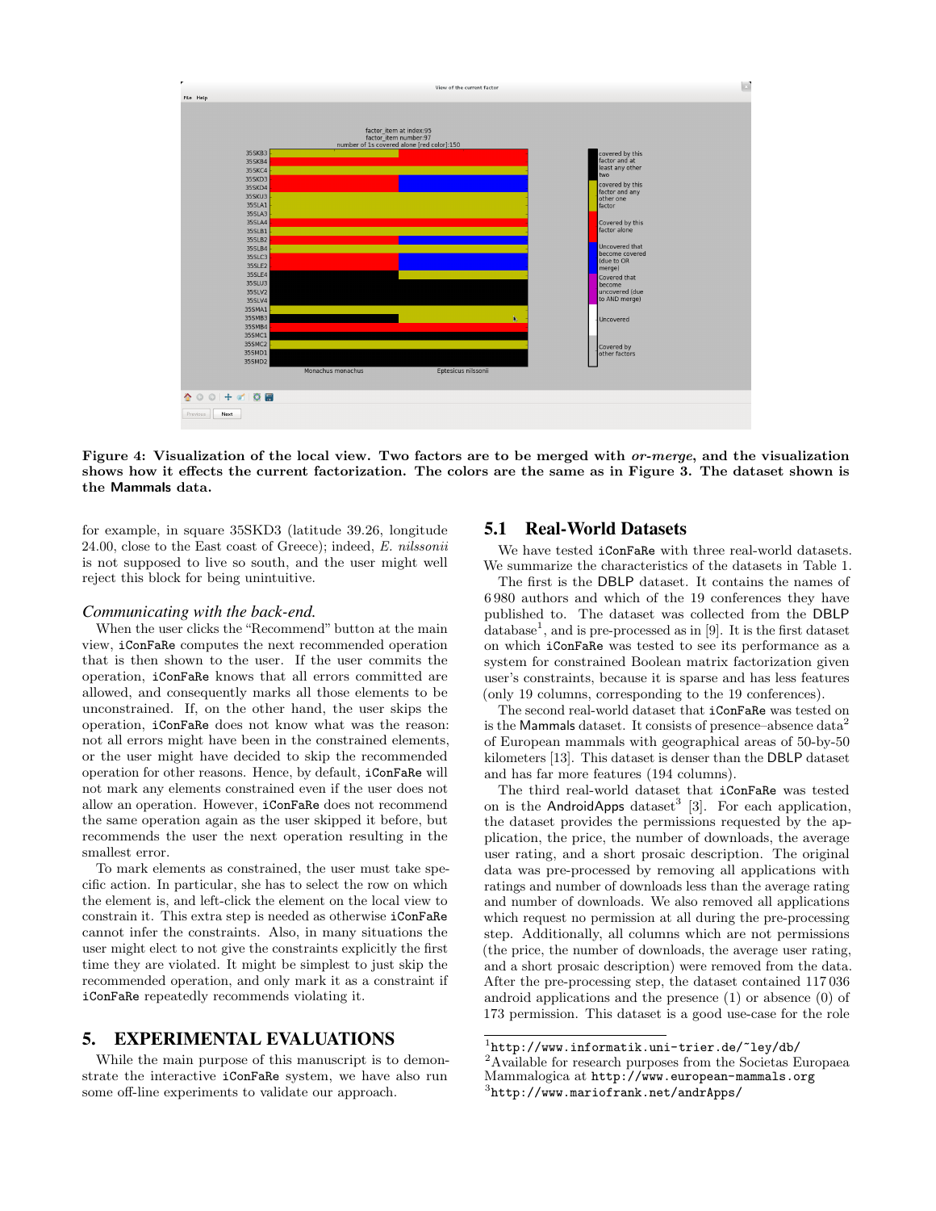**Figure 4: Visualization of the local view. Two factors are to be merged with *or-merge*, and the visualization shows how it effects the current factorization. The colors are the same as in Figure 3. The dataset shown is the Mammals data.**

for example, in square 35SKD3 (latitude 39.26, longitude 24.00, close to the East coast of Greece); indeed, *E. nilssonii* is not supposed to live so south, and the user might well reject this block for being unintuitive.

### *Communicating with the back-end.*

When the user clicks the "Recommend" button at the main view, iConFaRe computes the next recommended operation that is then shown to the user. If the user commits the operation, iConFaRe knows that all errors committed are allowed, and consequently marks all those elements to be unconstrained. If, on the other hand, the user skips the operation, iConFaRe does not know what was the reason: not all errors might have been in the constrained elements, or the user might have decided to skip the recommended operation for other reasons. Hence, by default, iConFaRe will not mark any elements constrained even if the user does not allow an operation. However, iConFaRe does not recommend the same operation again as the user skipped it before, but recommends the user the next operation resulting in the smallest error.

To mark elements as constrained, the user must take specific action. In particular, she has to select the row on which the element is, and left-click the element on the local view to constrain it. This extra step is needed as otherwise iConFaRe cannot infer the constraints. Also, in many situations the user might elect to not give the constraints explicitly the first time they are violated. It might be simplest to just skip the recommended operation, and only mark it as a constraint if iConFaRe repeatedly recommends violating it.

## 5. EXPERIMENTAL EVALUATIONS

While the main purpose of this manuscript is to demonstrate the interactive iConFaRe system, we have also run some off-line experiments to validate our approach.

### 5.1 Real-World Datasets

We have tested iConFaRe with three real-world datasets. We summarize the characteristics of the datasets in Table 1.

The first is the DBLP dataset. It contains the names of 6 980 authors and which of the 19 conferences they have published to. The dataset was collected from the DBLP database[1], and is pre-processed as in [9]. It is the first dataset on which iConFaRe was tested to see its performance as a system for constrained Boolean matrix factorization given user's constraints, because it is sparse and has less features (only 19 columns, corresponding to the 19 conferences).

The second real-world dataset that iConFaRe was tested on is the Mammals dataset. It consists of presence–absence data[2] of European mammals with geographical areas of 50-by-50 kilometers [13]. This dataset is denser than the DBLP dataset and has far more features (194 columns).

The third real-world dataset that iConFaRe was tested on is the AndroidApps dataset[3] [3]. For each application, the dataset provides the permissions requested by the application, the price, the number of downloads, the average user rating, and a short prosaic description. The original data was pre-processed by removing all applications with ratings and number of downloads less than the average rating and number of downloads. We also removed all applications which request no permission at all during the pre-processing step. Additionally, all columns which are not permissions (the price, the number of downloads, the average user rating, and a short prosaic description) were removed from the data. After the pre-processing step, the dataset contained 117 036 android applications and the presence (1) or absence (0) of 173 permission. This dataset is a good use-case for the role

[1] http://www.informatik.uni-trier.de/~ley/db/

[2] Available for research purposes from the Societas Europaea Mammalogica at http://www.european-mammals.org

[3] http://www.mariofrank.net/andrApps/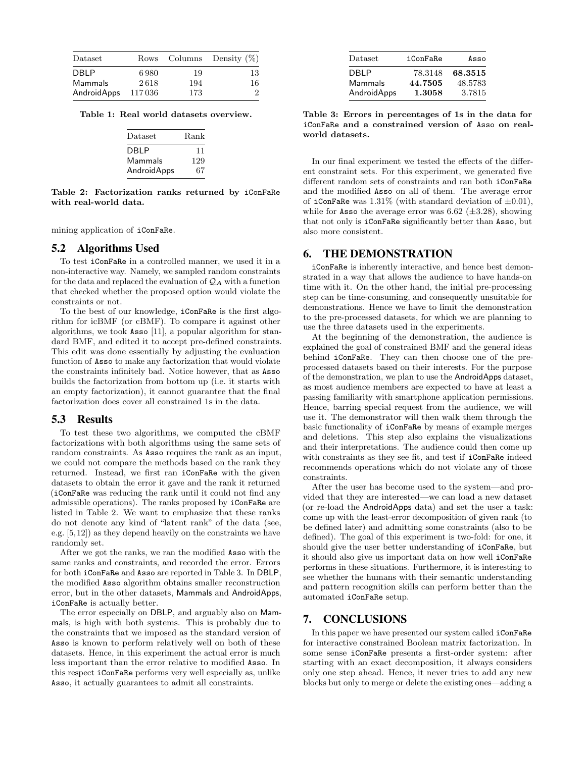| Dataset | Rows | Columns | Density (%) |
|---|---|---|---|
| DBLP | 6980 | 19 | 13 |
| Mammals | 2618 | 194 | 16 |
| AndroidApps | 117036 | 173 | 2 |

**Table 1: Real world datasets overview.**

| Dataset | Rank |
|---|---|
| DBLP | 11 |
| Mammals | 129 |
| AndroidApps | 67 |

**Table 2: Factorization ranks returned by iConFaRe with real-world data.**

mining application of iConFaRe.

## 5.2 Algorithms Used

To test iConFaRe in a controlled manner, we used it in a non-interactive way. Namely, we sampled random constraints for the data and replaced the evaluation of $\mathcal{Q}_{\boldsymbol{A}}$ with a function that checked whether the proposed option would violate the constraints or not.

To the best of our knowledge, iConFaRe is the first algorithm for icBMF (or cBMF). To compare it against other algorithms, we took Asso [11], a popular algorithm for standard BMF, and edited it to accept pre-defined constraints. This edit was done essentially by adjusting the evaluation function of Asso to make any factorization that would violate the constraints infinitely bad. Notice however, that as Asso builds the factorization from bottom up (i.e. it starts with an empty factorization), it cannot guarantee that the final factorization does cover all constrained 1s in the data.

## 5.3 Results

To test these two algorithms, we computed the cBMF factorizations with both algorithms using the same sets of random constraints. As Asso requires the rank as an input, we could not compare the methods based on the rank they returned. Instead, we first ran iConFaRe with the given datasets to obtain the error it gave and the rank it returned (iConFaRe was reducing the rank until it could not find any admissible operations). The ranks proposed by iConFaRe are listed in Table 2. We want to emphasize that these ranks do not denote any kind of "latent rank" of the data (see, e.g. [5,12]) as they depend heavily on the constraints we have randomly set.

After we got the ranks, we ran the modified Asso with the same ranks and constraints, and recorded the error. Errors for both iConFaRe and Asso are reported in Table 3. In DBLP, the modified Asso algorithm obtains smaller reconstruction error, but in the other datasets, Mammals and AndroidApps, iConFaRe is actually better.

The error especially on DBLP, and arguably also on Mammals, is high with both systems. This is probably due to the constraints that we imposed as the standard version of Asso is known to perform relatively well on both of these datasets. Hence, in this experiment the actual error is much less important than the error relative to modified Asso. In this respect iConFaRe performs very well especially as, unlike Asso, it actually guarantees to admit all constraints.

| Dataset | iConFaRe | Asso |
|---|---|---|
| DBLP | 78.3148 | **68.3515** |
| Mammals | **44.7505** | 48.5783 |
| AndroidApps | **1.3058** | 3.7815 |

**Table 3: Errors in percentages of 1s in the data for iConFaRe and a constrained version of Asso on real-world datasets.**

In our final experiment we tested the effects of the different constraint sets. For this experiment, we generated five different random sets of constraints and ran both iConFaRe and the modified Asso on all of them. The average error of iConFaRe was 1.31% (with standard deviation of $\pm 0.01$), while for Asso the average error was 6.62 ($\pm 3.28$), showing that not only is iConFaRe significantly better than Asso, but also more consistent.

# 6. THE DEMONSTRATION

iConFaRe is inherently interactive, and hence best demonstrated in a way that allows the audience to have hands-on time with it. On the other hand, the initial pre-processing step can be time-consuming, and consequently unsuitable for demonstrations. Hence we have to limit the demonstration to the pre-processed datasets, for which we are planning to use the three datasets used in the experiments.

At the beginning of the demonstration, the audience is explained the goal of constrained BMF and the general ideas behind iConFaRe. They can then choose one of the pre-processed datasets based on their interests. For the purpose of the demonstration, we plan to use the AndroidApps dataset, as most audience members are expected to have at least a passing familiarity with smartphone application permissions. Hence, barring special request from the audience, we will use it. The demonstrator will then walk them through the basic functionality of iConFaRe by means of example merges and deletions. This step also explains the visualizations and their interpretations. The audience could then come up with constraints as they see fit, and test if iConFaRe indeed recommends operations which do not violate any of those constraints.

After the user has become used to the system—and provided that they are interested—we can load a new dataset (or re-load the AndroidApps data) and set the user a task: come up with the least-error decomposition of given rank (to be defined later) and admitting some constraints (also to be defined). The goal of this experiment is two-fold: for one, it should give the user better understanding of iConFaRe, but it should also give us important data on how well iConFaRe performs in these situations. Furthermore, it is interesting to see whether the humans with their semantic understanding and pattern recognition skills can perform better than the automated iConFaRe setup.

# 7. CONCLUSIONS

In this paper we have presented our system called iConFaRe for interactive constrained Boolean matrix factorization. In some sense iConFaRe presents a first-order system: after starting with an exact decomposition, it always considers only one step ahead. Hence, it never tries to add any new blocks but only to merge or delete the existing ones—adding a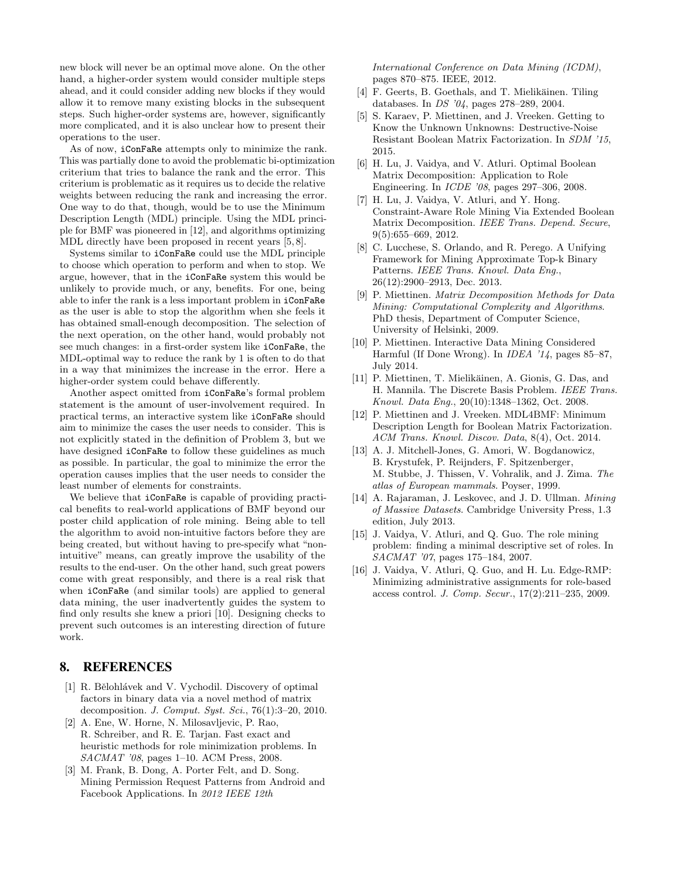new block will never be an optimal move alone. On the other hand, a higher-order system would consider multiple steps ahead, and it could consider adding new blocks if they would allow it to remove many existing blocks in the subsequent steps. Such higher-order systems are, however, significantly more complicated, and it is also unclear how to present their operations to the user.

As of now, `iConFaRe` attempts only to minimize the rank. This was partially done to avoid the problematic bi-optimization criterium that tries to balance the rank and the error. This criterium is problematic as it requires us to decide the relative weights between reducing the rank and increasing the error. One way to do that, though, would be to use the Minimum Description Length (MDL) principle. Using the MDL principle for BMF was pioneered in [12], and algorithms optimizing MDL directly have been proposed in recent years [5, 8].

Systems similar to `iConFaRe` could use the MDL principle to choose which operation to perform and when to stop. We argue, however, that in the `iConFaRe` system this would be unlikely to provide much, or any, benefits. For one, being able to infer the rank is a less important problem in `iConFaRe` as the user is able to stop the algorithm when she feels it has obtained small-enough decomposition. The selection of the next operation, on the other hand, would probably not see much changes: in a first-order system like `iConFaRe`, the MDL-optimal way to reduce the rank by 1 is often to do that in a way that minimizes the increase in the error. Here a higher-order system could behave differently.

Another aspect omitted from `iConFaRe`'s formal problem statement is the amount of user-involvement required. In practical terms, an interactive system like `iConFaRe` should aim to minimize the cases the user needs to consider. This is not explicitly stated in the definition of Problem 3, but we have designed `iConFaRe` to follow these guidelines as much as possible. In particular, the goal to minimize the error the operation causes implies that the user needs to consider the least number of elements for constraints.

We believe that `iConFaRe` is capable of providing practical benefits to real-world applications of BMF beyond our poster child application of role mining. Being able to tell the algorithm to avoid non-intuitive factors before they are being created, but without having to pre-specify what "non-intuitive" means, can greatly improve the usability of the results to the end-user. On the other hand, such great powers come with great responsibly, and there is a real risk that when `iConFaRe` (and similar tools) are applied to general data mining, the user inadvertently guides the system to find only results she knew a priori [10]. Designing checks to prevent such outcomes is an interesting direction of future work.

## 8. REFERENCES

[1] R. Bělohlávek and V. Vychodil. Discovery of optimal factors in binary data via a novel method of matrix decomposition. *J. Comput. Syst. Sci.*, 76(1):3–20, 2010.

[2] A. Ene, W. Horne, N. Milosavljevic, P. Rao, R. Schreiber, and R. E. Tarjan. Fast exact and heuristic methods for role minimization problems. In *SACMAT '08*, pages 1–10. ACM Press, 2008.

[3] M. Frank, B. Dong, A. Porter Felt, and D. Song. Mining Permission Request Patterns from Android and Facebook Applications. In *2012 IEEE 12th International Conference on Data Mining (ICDM)*, pages 870–875. IEEE, 2012.

[4] F. Geerts, B. Goethals, and T. Mielikäinen. Tiling databases. In *DS '04*, pages 278–289, 2004.

[5] S. Karaev, P. Miettinen, and J. Vreeken. Getting to Know the Unknown Unknowns: Destructive-Noise Resistant Boolean Matrix Factorization. In *SDM '15*, 2015.

[6] H. Lu, J. Vaidya, and V. Atluri. Optimal Boolean Matrix Decomposition: Application to Role Engineering. In *ICDE '08*, pages 297–306, 2008.

[7] H. Lu, J. Vaidya, V. Atluri, and Y. Hong. Constraint-Aware Role Mining Via Extended Boolean Matrix Decomposition. *IEEE Trans. Depend. Secure*, 9(5):655–669, 2012.

[8] C. Lucchese, S. Orlando, and R. Perego. A Unifying Framework for Mining Approximate Top-k Binary Patterns. *IEEE Trans. Knowl. Data Eng.*, 26(12):2900–2913, Dec. 2013.

[9] P. Miettinen. *Matrix Decomposition Methods for Data Mining: Computational Complexity and Algorithms*. PhD thesis, Department of Computer Science, University of Helsinki, 2009.

[10] P. Miettinen. Interactive Data Mining Considered Harmful (If Done Wrong). In *IDEA '14*, pages 85–87, July 2014.

[11] P. Miettinen, T. Mielikäinen, A. Gionis, G. Das, and H. Mannila. The Discrete Basis Problem. *IEEE Trans. Knowl. Data Eng.*, 20(10):1348–1362, Oct. 2008.

[12] P. Miettinen and J. Vreeken. MDL4BMF: Minimum Description Length for Boolean Matrix Factorization. *ACM Trans. Knowl. Discov. Data*, 8(4), Oct. 2014.

[13] A. J. Mitchell-Jones, G. Amori, W. Bogdanowicz, B. Krystufek, P. Reijnders, F. Spitzenberger, M. Stubbe, J. Thissen, V. Vohralik, and J. Zima. *The atlas of European mammals*. Poyser, 1999.

[14] A. Rajaraman, J. Leskovec, and J. D. Ullman. *Mining of Massive Datasets*. Cambridge University Press, 1.3 edition, July 2013.

[15] J. Vaidya, V. Atluri, and Q. Guo. The role mining problem: finding a minimal descriptive set of roles. In *SACMAT '07*, pages 175–184, 2007.

[16] J. Vaidya, V. Atluri, Q. Guo, and H. Lu. Edge-RMP: Minimizing administrative assignments for role-based access control. *J. Comp. Secur.*, 17(2):211–235, 2009.